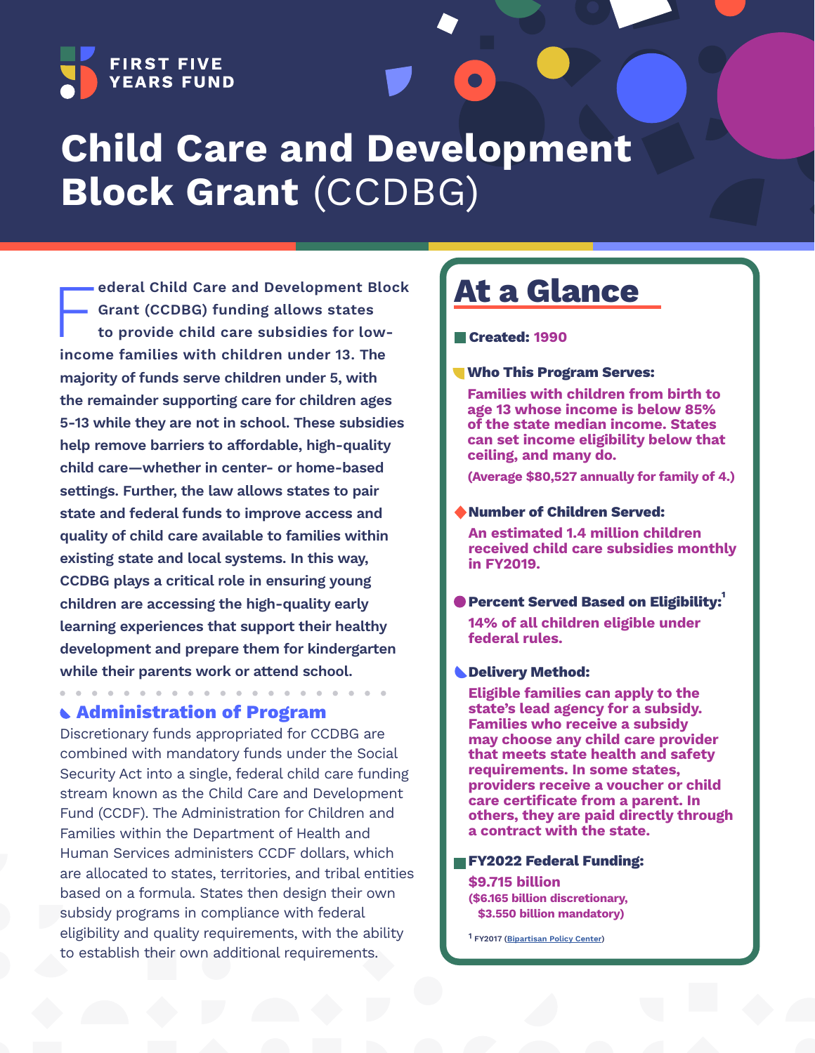FIRST FIVE YEARS FUND

# Child Care and Development Block Grant (CCDBG)

**Federal Child Care and Development Block Grant (CCDBG) funding allows states to provide child care subsidies for low-income families with children under 13. The majority of funds serve children under 5, with the remainder supporting care for children ages 5-13 while they are not in school. These subsidies help remove barriers to affordable, high-quality child care—whether in center- or home-based settings. Further, the law allows states to pair state and federal funds to improve access and quality of child care available to families within existing state and local systems. In this way, CCDBG plays a critical role in ensuring young children are accessing the high-quality early learning experiences that support their healthy development and prepare them for kindergarten while their parents work or attend school.**

## Administration of Program

Discretionary funds appropriated for CCDBG are combined with mandatory funds under the Social Security Act into a single, federal child care funding stream known as the Child Care and Development Fund (CCDF). The Administration for Children and Families within the Department of Health and Human Services administers CCDF dollars, which are allocated to states, territories, and tribal entities based on a formula. States then design their own subsidy programs in compliance with federal eligibility and quality requirements, with the ability to establish their own additional requirements.

## At a Glance

**Created:** 1990

**Who This Program Serves:**

Families with children from birth to age 13 whose income is below 85% of the state median income. States can set income eligibility below that ceiling, and many do.

(Average $80,527 annually for family of 4.)

**Number of Children Served:**

An estimated 1.4 million children received child care subsidies monthly in FY2019.

**Percent Served Based on Eligibility:**[1]

14% of all children eligible under federal rules.

**Delivery Method:**

Eligible families can apply to the state's lead agency for a subsidy. Families who receive a subsidy may choose any child care provider that meets state health and safety requirements. In some states, providers receive a voucher or child care certificate from a parent. In others, they are paid directly through a contract with the state.

**FY2022 Federal Funding:**

$9.715 billion

($6.165 billion discretionary, $3.550 billion mandatory)

[1] FY2017 (Bipartisan Policy Center)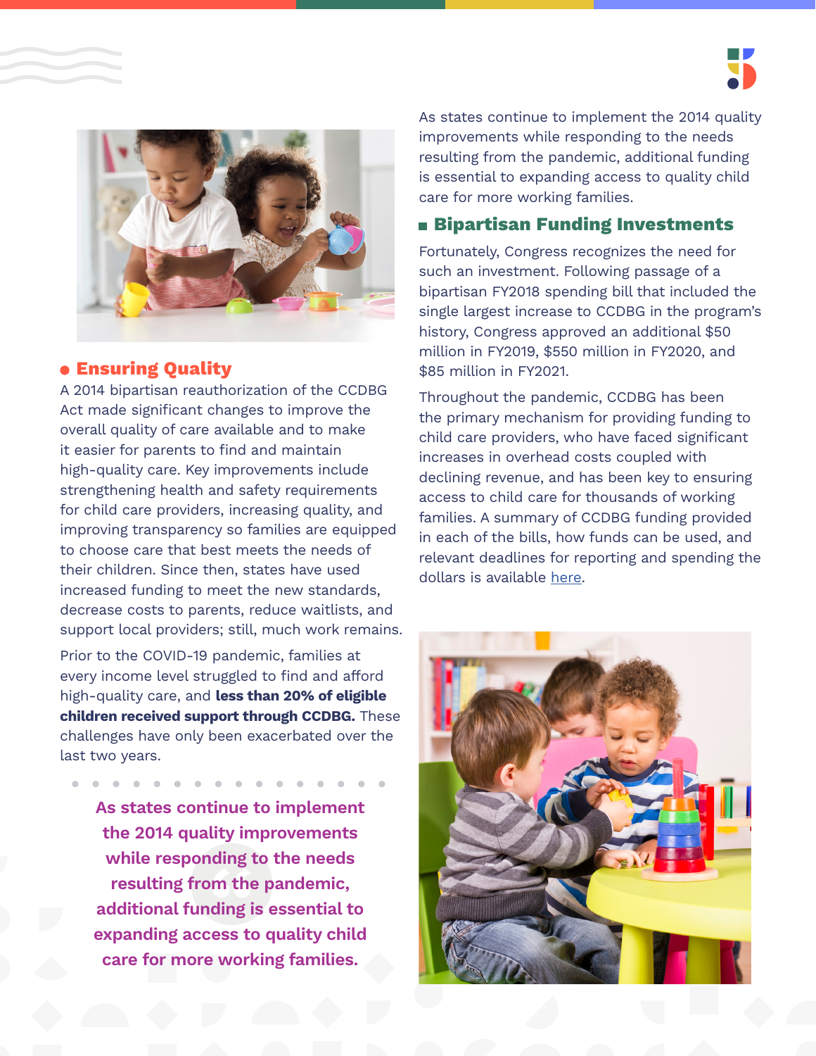## Ensuring Quality

A 2014 bipartisan reauthorization of the CCDBG Act made significant changes to improve the overall quality of care available and to make it easier for parents to find and maintain high-quality care. Key improvements include strengthening health and safety requirements for child care providers, increasing quality, and improving transparency so families are equipped to choose care that best meets the needs of their children. Since then, states have used increased funding to meet the new standards, decrease costs to parents, reduce waitlists, and support local providers; still, much work remains.

Prior to the COVID-19 pandemic, families at every income level struggled to find and afford high-quality care, and **less than 20% of eligible children received support through CCDBG.** These challenges have only been exacerbated over the last two years.

**As states continue to implement the 2014 quality improvements while responding to the needs resulting from the pandemic, additional funding is essential to expanding access to quality child care for more working families.**

As states continue to implement the 2014 quality improvements while responding to the needs resulting from the pandemic, additional funding is essential to expanding access to quality child care for more working families.

## Bipartisan Funding Investments

Fortunately, Congress recognizes the need for such an investment. Following passage of a bipartisan FY2018 spending bill that included the single largest increase to CCDBG in the program's history, Congress approved an additional $50 million in FY2019, $550 million in FY2020, and $85 million in FY2021.

Throughout the pandemic, CCDBG has been the primary mechanism for providing funding to child care providers, who have faced significant increases in overhead costs coupled with declining revenue, and has been key to ensuring access to child care for thousands of working families. A summary of CCDBG funding provided in each of the bills, how funds can be used, and relevant deadlines for reporting and spending the dollars is available here.